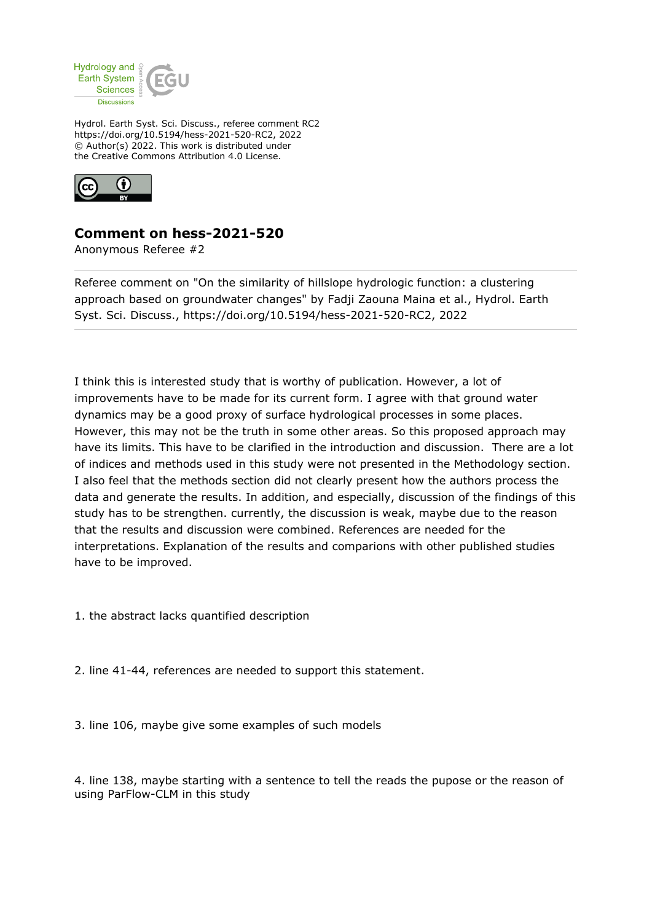Hydrol. Earth Syst. Sci. Discuss., referee comment RC2
https://doi.org/10.5194/hess-2021-520-RC2, 2022
© Author(s) 2022. This work is distributed under
the Creative Commons Attribution 4.0 License.

## Comment on hess-2021-520

Anonymous Referee #2

Referee comment on "On the similarity of hillslope hydrologic function: a clustering approach based on groundwater changes" by Fadji Zaouna Maina et al., Hydrol. Earth Syst. Sci. Discuss., https://doi.org/10.5194/hess-2021-520-RC2, 2022

I think this is interested study that is worthy of publication. However, a lot of improvements have to be made for its current form. I agree with that ground water dynamics may be a good proxy of surface hydrological processes in some places. However, this may not be the truth in some other areas. So this proposed approach may have its limits. This have to be clarified in the introduction and discussion. There are a lot of indices and methods used in this study were not presented in the Methodology section. I also feel that the methods section did not clearly present how the authors process the data and generate the results. In addition, and especially, discussion of the findings of this study has to be strengthen. currently, the discussion is weak, maybe due to the reason that the results and discussion were combined. References are needed for the interpretations. Explanation of the results and comparions with other published studies have to be improved.

1. the abstract lacks quantified description

2. line 41-44, references are needed to support this statement.

3. line 106, maybe give some examples of such models

4. line 138, maybe starting with a sentence to tell the reads the pupose or the reason of using ParFlow-CLM in this study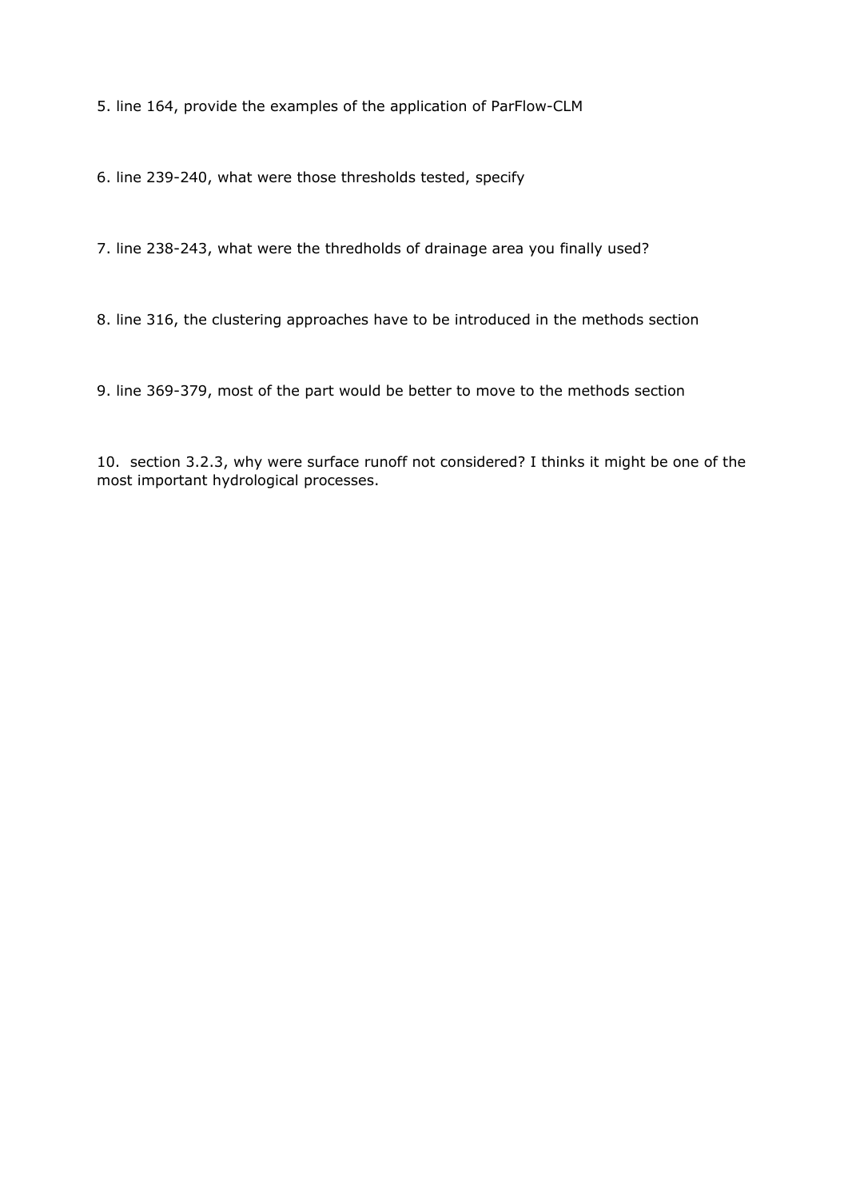5. line 164, provide the examples of the application of ParFlow-CLM

6. line 239-240, what were those thresholds tested, specify

7. line 238-243, what were the thredholds of drainage area you finally used?

8. line 316, the clustering approaches have to be introduced in the methods section

9. line 369-379, most of the part would be better to move to the methods section

10. section 3.2.3, why were surface runoff not considered? I thinks it might be one of the most important hydrological processes.